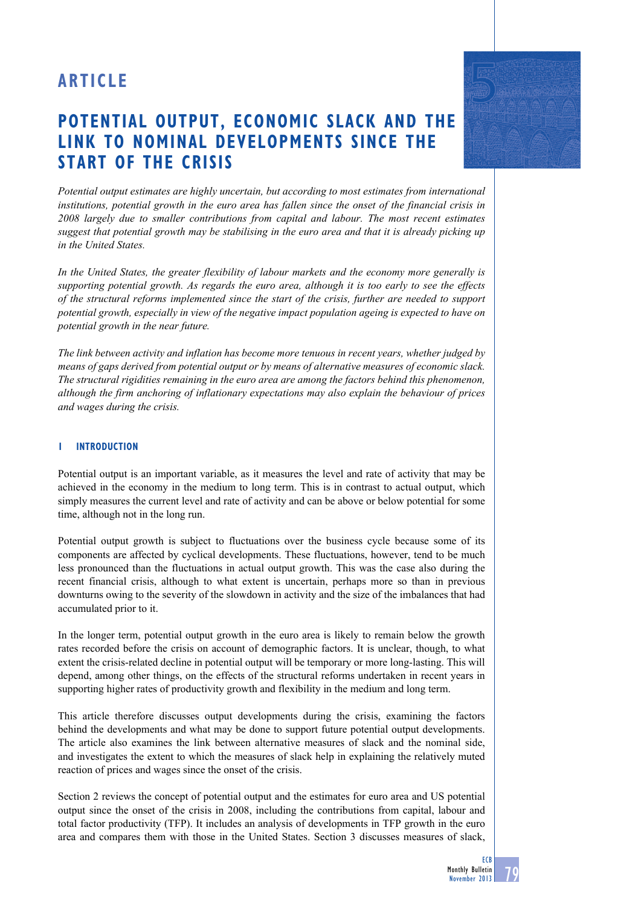# ARTICLE

# POTENTIAL OUTPUT, ECONOMIC SLACK AND THE LINK TO NOMINAL DEVELOPMENTS SINCE THE START OF THE CRISIS

*Potential output estimates are highly uncertain, but according to most estimates from international institutions, potential growth in the euro area has fallen since the onset of the financial crisis in 2008 largely due to smaller contributions from capital and labour. The most recent estimates suggest that potential growth may be stabilising in the euro area and that it is already picking up in the United States.*

*In the United States, the greater flexibility of labour markets and the economy more generally is supporting potential growth. As regards the euro area, although it is too early to see the effects of the structural reforms implemented since the start of the crisis, further are needed to support potential growth, especially in view of the negative impact population ageing is expected to have on potential growth in the near future.*

*The link between activity and inflation has become more tenuous in recent years, whether judged by means of gaps derived from potential output or by means of alternative measures of economic slack. The structural rigidities remaining in the euro area are among the factors behind this phenomenon, although the firm anchoring of inflationary expectations may also explain the behaviour of prices and wages during the crisis.*

## 1 INTRODUCTION

Potential output is an important variable, as it measures the level and rate of activity that may be achieved in the economy in the medium to long term. This is in contrast to actual output, which simply measures the current level and rate of activity and can be above or below potential for some time, although not in the long run.

Potential output growth is subject to fluctuations over the business cycle because some of its components are affected by cyclical developments. These fluctuations, however, tend to be much less pronounced than the fluctuations in actual output growth. This was the case also during the recent financial crisis, although to what extent is uncertain, perhaps more so than in previous downturns owing to the severity of the slowdown in activity and the size of the imbalances that had accumulated prior to it.

In the longer term, potential output growth in the euro area is likely to remain below the growth rates recorded before the crisis on account of demographic factors. It is unclear, though, to what extent the crisis-related decline in potential output will be temporary or more long-lasting. This will depend, among other things, on the effects of the structural reforms undertaken in recent years in supporting higher rates of productivity growth and flexibility in the medium and long term.

This article therefore discusses output developments during the crisis, examining the factors behind the developments and what may be done to support future potential output developments. The article also examines the link between alternative measures of slack and the nominal side, and investigates the extent to which the measures of slack help in explaining the relatively muted reaction of prices and wages since the onset of the crisis.

Section 2 reviews the concept of potential output and the estimates for euro area and US potential output since the onset of the crisis in 2008, including the contributions from capital, labour and total factor productivity (TFP). It includes an analysis of developments in TFP growth in the euro area and compares them with those in the United States. Section 3 discusses measures of slack,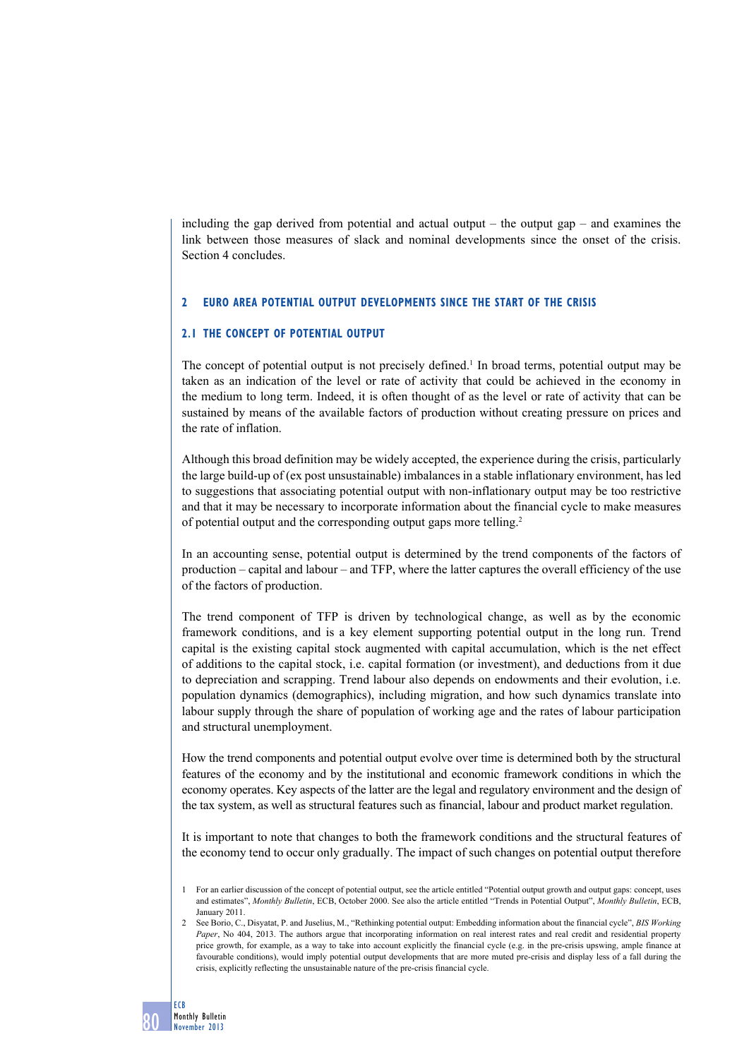including the gap derived from potential and actual output – the output gap – and examines the link between those measures of slack and nominal developments since the onset of the crisis. Section 4 concludes.

## 2 EURO AREA POTENTIAL OUTPUT DEVELOPMENTS SINCE THE START OF THE CRISIS

### 2.1 THE CONCEPT OF POTENTIAL OUTPUT

The concept of potential output is not precisely defined.[1] In broad terms, potential output may be taken as an indication of the level or rate of activity that could be achieved in the economy in the medium to long term. Indeed, it is often thought of as the level or rate of activity that can be sustained by means of the available factors of production without creating pressure on prices and the rate of inflation.

Although this broad definition may be widely accepted, the experience during the crisis, particularly the large build-up of (ex post unsustainable) imbalances in a stable inflationary environment, has led to suggestions that associating potential output with non-inflationary output may be too restrictive and that it may be necessary to incorporate information about the financial cycle to make measures of potential output and the corresponding output gaps more telling.[2]

In an accounting sense, potential output is determined by the trend components of the factors of production – capital and labour – and TFP, where the latter captures the overall efficiency of the use of the factors of production.

The trend component of TFP is driven by technological change, as well as by the economic framework conditions, and is a key element supporting potential output in the long run. Trend capital is the existing capital stock augmented with capital accumulation, which is the net effect of additions to the capital stock, i.e. capital formation (or investment), and deductions from it due to depreciation and scrapping. Trend labour also depends on endowments and their evolution, i.e. population dynamics (demographics), including migration, and how such dynamics translate into labour supply through the share of population of working age and the rates of labour participation and structural unemployment.

How the trend components and potential output evolve over time is determined both by the structural features of the economy and by the institutional and economic framework conditions in which the economy operates. Key aspects of the latter are the legal and regulatory environment and the design of the tax system, as well as structural features such as financial, labour and product market regulation.

It is important to note that changes to both the framework conditions and the structural features of the economy tend to occur only gradually. The impact of such changes on potential output therefore

1 For an earlier discussion of the concept of potential output, see the article entitled "Potential output growth and output gaps: concept, uses and estimates", *Monthly Bulletin*, ECB, October 2000. See also the article entitled "Trends in Potential Output", *Monthly Bulletin*, ECB, January 2011.

2 See Borio, C., Disyatat, P. and Juselius, M., "Rethinking potential output: Embedding information about the financial cycle", *BIS Working Paper*, No 404, 2013. The authors argue that incorporating information on real interest rates and real credit and residential property price growth, for example, as a way to take into account explicitly the financial cycle (e.g. in the pre-crisis upswing, ample finance at favourable conditions), would imply potential output developments that are more muted pre-crisis and display less of a fall during the crisis, explicitly reflecting the unsustainable nature of the pre-crisis financial cycle.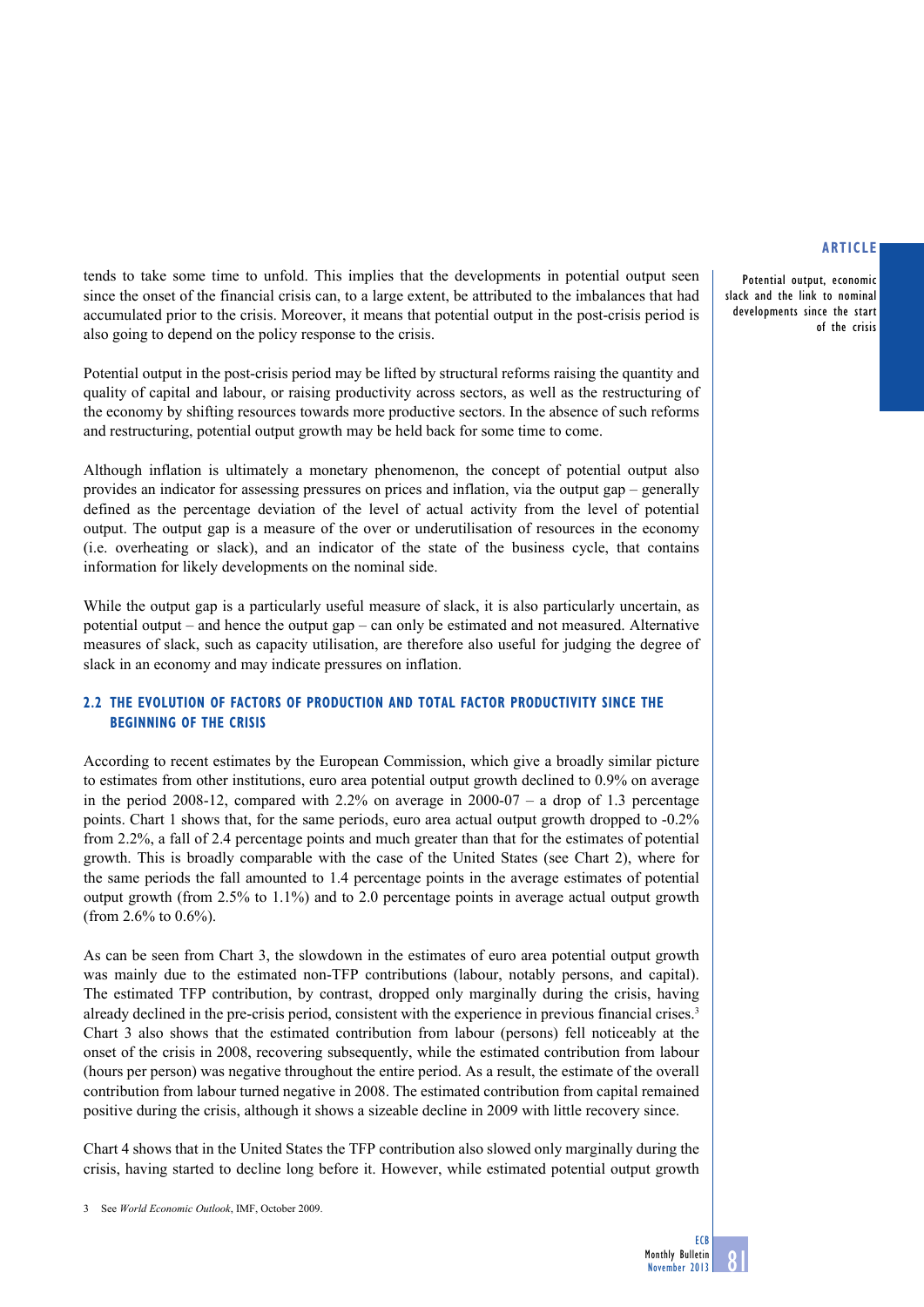tends to take some time to unfold. This implies that the developments in potential output seen since the onset of the financial crisis can, to a large extent, be attributed to the imbalances that had accumulated prior to the crisis. Moreover, it means that potential output in the post-crisis period is also going to depend on the policy response to the crisis.

Potential output in the post-crisis period may be lifted by structural reforms raising the quantity and quality of capital and labour, or raising productivity across sectors, as well as the restructuring of the economy by shifting resources towards more productive sectors. In the absence of such reforms and restructuring, potential output growth may be held back for some time to come.

Although inflation is ultimately a monetary phenomenon, the concept of potential output also provides an indicator for assessing pressures on prices and inflation, via the output gap – generally defined as the percentage deviation of the level of actual activity from the level of potential output. The output gap is a measure of the over or underutilisation of resources in the economy (i.e. overheating or slack), and an indicator of the state of the business cycle, that contains information for likely developments on the nominal side.

While the output gap is a particularly useful measure of slack, it is also particularly uncertain, as potential output – and hence the output gap – can only be estimated and not measured. Alternative measures of slack, such as capacity utilisation, are therefore also useful for judging the degree of slack in an economy and may indicate pressures on inflation.

## 2.2 THE EVOLUTION OF FACTORS OF PRODUCTION AND TOTAL FACTOR PRODUCTIVITY SINCE THE BEGINNING OF THE CRISIS

According to recent estimates by the European Commission, which give a broadly similar picture to estimates from other institutions, euro area potential output growth declined to 0.9% on average in the period 2008-12, compared with 2.2% on average in 2000-07 – a drop of 1.3 percentage points. Chart 1 shows that, for the same periods, euro area actual output growth dropped to -0.2% from 2.2%, a fall of 2.4 percentage points and much greater than that for the estimates of potential growth. This is broadly comparable with the case of the United States (see Chart 2), where for the same periods the fall amounted to 1.4 percentage points in the average estimates of potential output growth (from 2.5% to 1.1%) and to 2.0 percentage points in average actual output growth (from 2.6% to 0.6%).

As can be seen from Chart 3, the slowdown in the estimates of euro area potential output growth was mainly due to the estimated non-TFP contributions (labour, notably persons, and capital). The estimated TFP contribution, by contrast, dropped only marginally during the crisis, having already declined in the pre-crisis period, consistent with the experience in previous financial crises.[3] Chart 3 also shows that the estimated contribution from labour (persons) fell noticeably at the onset of the crisis in 2008, recovering subsequently, while the estimated contribution from labour (hours per person) was negative throughout the entire period. As a result, the estimate of the overall contribution from labour turned negative in 2008. The estimated contribution from capital remained positive during the crisis, although it shows a sizeable decline in 2009 with little recovery since.

Chart 4 shows that in the United States the TFP contribution also slowed only marginally during the crisis, having started to decline long before it. However, while estimated potential output growth

3 See *World Economic Outlook*, IMF, October 2009.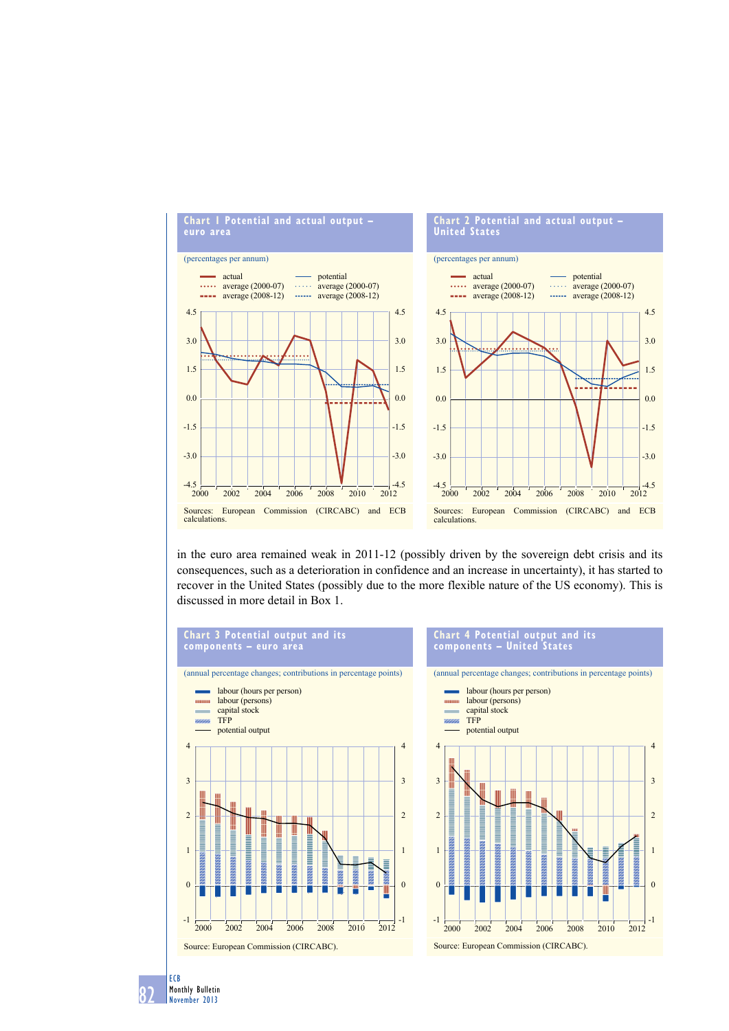**Chart 1 Potential and actual output – euro area**

(percentages per annum)

- actual
- average (2000-07)
- average (2008-12)
- potential
- average (2000-07)
- average (2008-12)

Sources: European Commission (CIRCABC) and ECB calculations.

**Chart 2 Potential and actual output – United States**

(percentages per annum)

- actual
- average (2000-07)
- average (2008-12)
- potential
- average (2000-07)
- average (2008-12)

Sources: European Commission (CIRCABC) and ECB calculations.

in the euro area remained weak in 2011-12 (possibly driven by the sovereign debt crisis and its consequences, such as a deterioration in confidence and an increase in uncertainty), it has started to recover in the United States (possibly due to the more flexible nature of the US economy). This is discussed in more detail in Box 1.

**Chart 3 Potential output and its components – euro area**

(annual percentage changes; contributions in percentage points)

- labour (hours per person)
- labour (persons)
- capital stock
- TFP
- potential output

Source: European Commission (CIRCABC).

**Chart 4 Potential output and its components – United States**

(annual percentage changes; contributions in percentage points)

- labour (hours per person)
- labour (persons)
- capital stock
- TFP
- potential output

Source: European Commission (CIRCABC).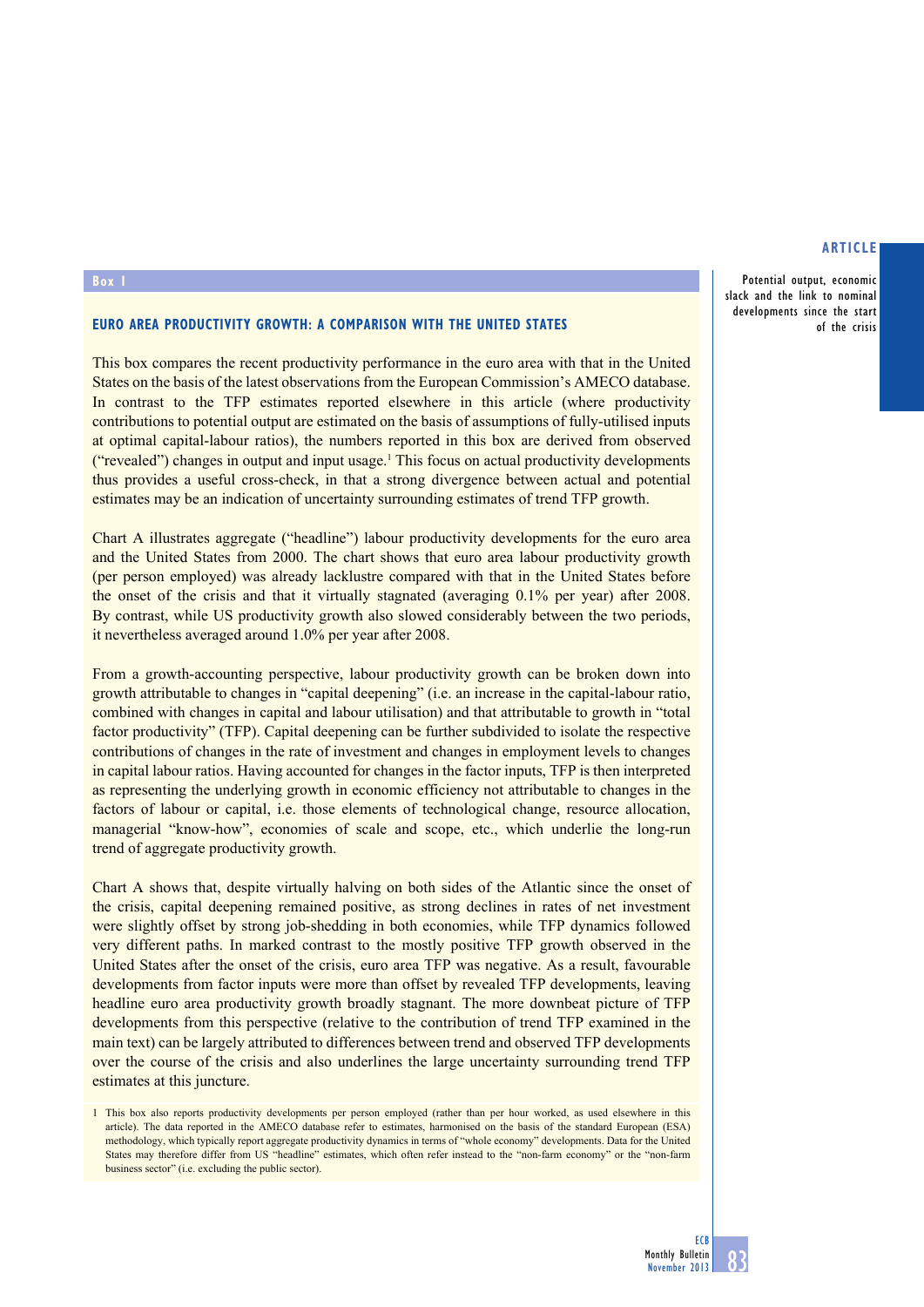**Box 1**

### EURO AREA PRODUCTIVITY GROWTH: A COMPARISON WITH THE UNITED STATES

This box compares the recent productivity performance in the euro area with that in the United States on the basis of the latest observations from the European Commission's AMECO database. In contrast to the TFP estimates reported elsewhere in this article (where productivity contributions to potential output are estimated on the basis of assumptions of fully-utilised inputs at optimal capital-labour ratios), the numbers reported in this box are derived from observed ("revealed") changes in output and input usage.[1] This focus on actual productivity developments thus provides a useful cross-check, in that a strong divergence between actual and potential estimates may be an indication of uncertainty surrounding estimates of trend TFP growth.

Chart A illustrates aggregate ("headline") labour productivity developments for the euro area and the United States from 2000. The chart shows that euro area labour productivity growth (per person employed) was already lacklustre compared with that in the United States before the onset of the crisis and that it virtually stagnated (averaging 0.1% per year) after 2008. By contrast, while US productivity growth also slowed considerably between the two periods, it nevertheless averaged around 1.0% per year after 2008.

From a growth-accounting perspective, labour productivity growth can be broken down into growth attributable to changes in "capital deepening" (i.e. an increase in the capital-labour ratio, combined with changes in capital and labour utilisation) and that attributable to growth in "total factor productivity" (TFP). Capital deepening can be further subdivided to isolate the respective contributions of changes in the rate of investment and changes in employment levels to changes in capital labour ratios. Having accounted for changes in the factor inputs, TFP is then interpreted as representing the underlying growth in economic efficiency not attributable to changes in the factors of labour or capital, i.e. those elements of technological change, resource allocation, managerial "know-how", economies of scale and scope, etc., which underlie the long-run trend of aggregate productivity growth.

Chart A shows that, despite virtually halving on both sides of the Atlantic since the onset of the crisis, capital deepening remained positive, as strong declines in rates of net investment were slightly offset by strong job-shedding in both economies, while TFP dynamics followed very different paths. In marked contrast to the mostly positive TFP growth observed in the United States after the onset of the crisis, euro area TFP was negative. As a result, favourable developments from factor inputs were more than offset by revealed TFP developments, leaving headline euro area productivity growth broadly stagnant. The more downbeat picture of TFP developments from this perspective (relative to the contribution of trend TFP examined in the main text) can be largely attributed to differences between trend and observed TFP developments over the course of the crisis and also underlines the large uncertainty surrounding trend TFP estimates at this juncture.

1 This box also reports productivity developments per person employed (rather than per hour worked, as used elsewhere in this article). The data reported in the AMECO database refer to estimates, harmonised on the basis of the standard European (ESA) methodology, which typically report aggregate productivity dynamics in terms of "whole economy" developments. Data for the United States may therefore differ from US "headline" estimates, which often refer instead to the "non-farm economy" or the "non-farm business sector" (i.e. excluding the public sector).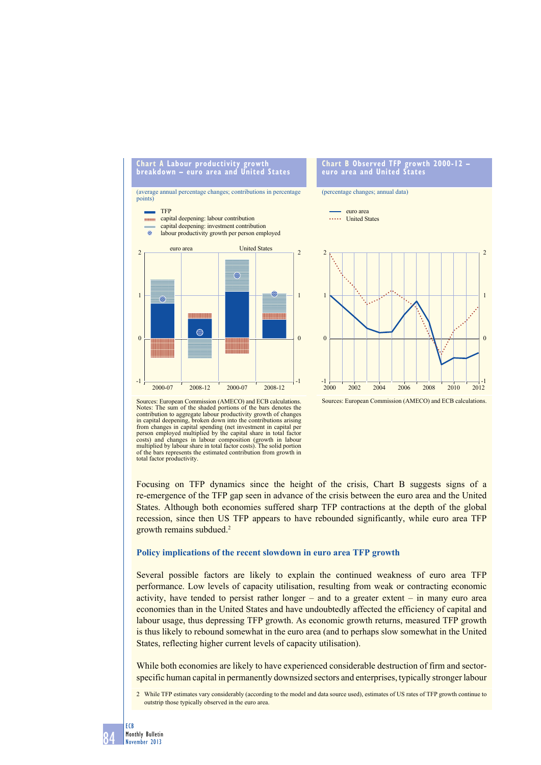**Chart A Labour productivity growth breakdown – euro area and United States**

(average annual percentage changes; contributions in percentage points)

- TFP
- capital deepening: labour contribution
- capital deepening: investment contribution
- labour productivity growth per person employed

Sources: European Commission (AMECO) and ECB calculations.
Notes: The sum of the shaded portions of the bars denotes the contribution to aggregate labour productivity growth of changes in capital deepening, broken down into the contributions arising from changes in capital spending (net investment in capital per person employed multiplied by the capital share in total factor costs) and changes in labour composition (growth in labour multiplied by labour share in total factor costs). The solid portion of the bars represents the estimated contribution from growth in total factor productivity.

**Chart B Observed TFP growth 2000-12 – euro area and United States**

(percentage changes; annual data)

- euro area
- United States

Sources: European Commission (AMECO) and ECB calculations.

Focusing on TFP dynamics since the height of the crisis, Chart B suggests signs of a re-emergence of the TFP gap seen in advance of the crisis between the euro area and the United States. Although both economies suffered sharp TFP contractions at the depth of the global recession, since then US TFP appears to have rebounded significantly, while euro area TFP growth remains subdued.[2]

### Policy implications of the recent slowdown in euro area TFP growth

Several possible factors are likely to explain the continued weakness of euro area TFP performance. Low levels of capacity utilisation, resulting from weak or contracting economic activity, have tended to persist rather longer – and to a greater extent – in many euro area economies than in the United States and have undoubtedly affected the efficiency of capital and labour usage, thus depressing TFP growth. As economic growth returns, measured TFP growth is thus likely to rebound somewhat in the euro area (and to perhaps slow somewhat in the United States, reflecting higher current levels of capacity utilisation).

While both economies are likely to have experienced considerable destruction of firm and sector-specific human capital in permanently downsized sectors and enterprises, typically stronger labour

2 While TFP estimates vary considerably (according to the model and data source used), estimates of US rates of TFP growth continue to outstrip those typically observed in the euro area.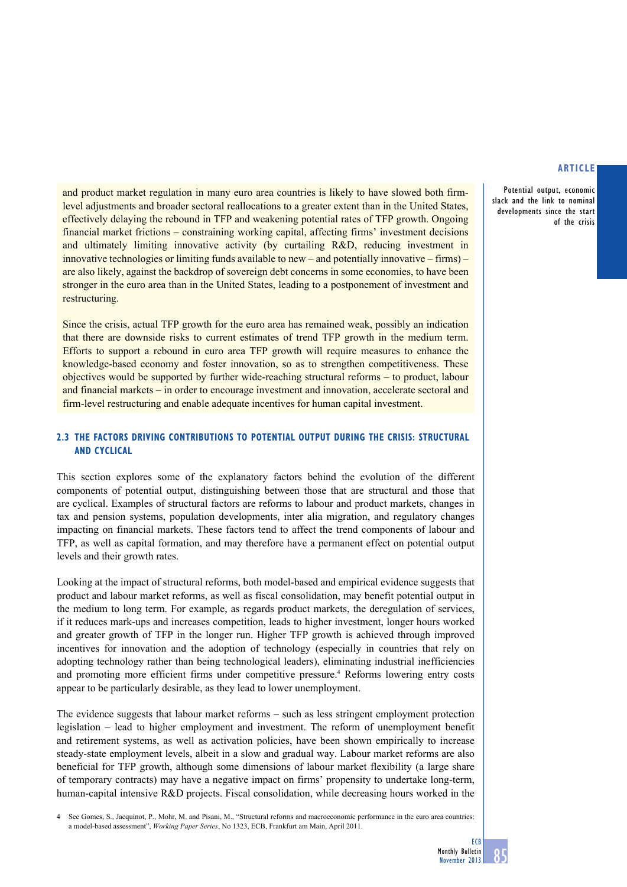and product market regulation in many euro area countries is likely to have slowed both firm-level adjustments and broader sectoral reallocations to a greater extent than in the United States, effectively delaying the rebound in TFP and weakening potential rates of TFP growth. Ongoing financial market frictions – constraining working capital, affecting firms' investment decisions and ultimately limiting innovative activity (by curtailing R&D, reducing investment in innovative technologies or limiting funds available to new – and potentially innovative – firms) – are also likely, against the backdrop of sovereign debt concerns in some economies, to have been stronger in the euro area than in the United States, leading to a postponement of investment and restructuring.

Since the crisis, actual TFP growth for the euro area has remained weak, possibly an indication that there are downside risks to current estimates of trend TFP growth in the medium term. Efforts to support a rebound in euro area TFP growth will require measures to enhance the knowledge-based economy and foster innovation, so as to strengthen competitiveness. These objectives would be supported by further wide-reaching structural reforms – to product, labour and financial markets – in order to encourage investment and innovation, accelerate sectoral and firm-level restructuring and enable adequate incentives for human capital investment.

### 2.3 THE FACTORS DRIVING CONTRIBUTIONS TO POTENTIAL OUTPUT DURING THE CRISIS: STRUCTURAL AND CYCLICAL

This section explores some of the explanatory factors behind the evolution of the different components of potential output, distinguishing between those that are structural and those that are cyclical. Examples of structural factors are reforms to labour and product markets, changes in tax and pension systems, population developments, inter alia migration, and regulatory changes impacting on financial markets. These factors tend to affect the trend components of labour and TFP, as well as capital formation, and may therefore have a permanent effect on potential output levels and their growth rates.

Looking at the impact of structural reforms, both model-based and empirical evidence suggests that product and labour market reforms, as well as fiscal consolidation, may benefit potential output in the medium to long term. For example, as regards product markets, the deregulation of services, if it reduces mark-ups and increases competition, leads to higher investment, longer hours worked and greater growth of TFP in the longer run. Higher TFP growth is achieved through improved incentives for innovation and the adoption of technology (especially in countries that rely on adopting technology rather than being technological leaders), eliminating industrial inefficiencies and promoting more efficient firms under competitive pressure.[4] Reforms lowering entry costs appear to be particularly desirable, as they lead to lower unemployment.

The evidence suggests that labour market reforms – such as less stringent employment protection legislation – lead to higher employment and investment. The reform of unemployment benefit and retirement systems, as well as activation policies, have been shown empirically to increase steady-state employment levels, albeit in a slow and gradual way. Labour market reforms are also beneficial for TFP growth, although some dimensions of labour market flexibility (a large share of temporary contracts) may have a negative impact on firms' propensity to undertake long-term, human-capital intensive R&D projects. Fiscal consolidation, while decreasing hours worked in the

4 See Gomes, S., Jacquinot, P., Mohr, M. and Pisani, M., "Structural reforms and macroeconomic performance in the euro area countries: a model-based assessment", *Working Paper Series*, No 1323, ECB, Frankfurt am Main, April 2011.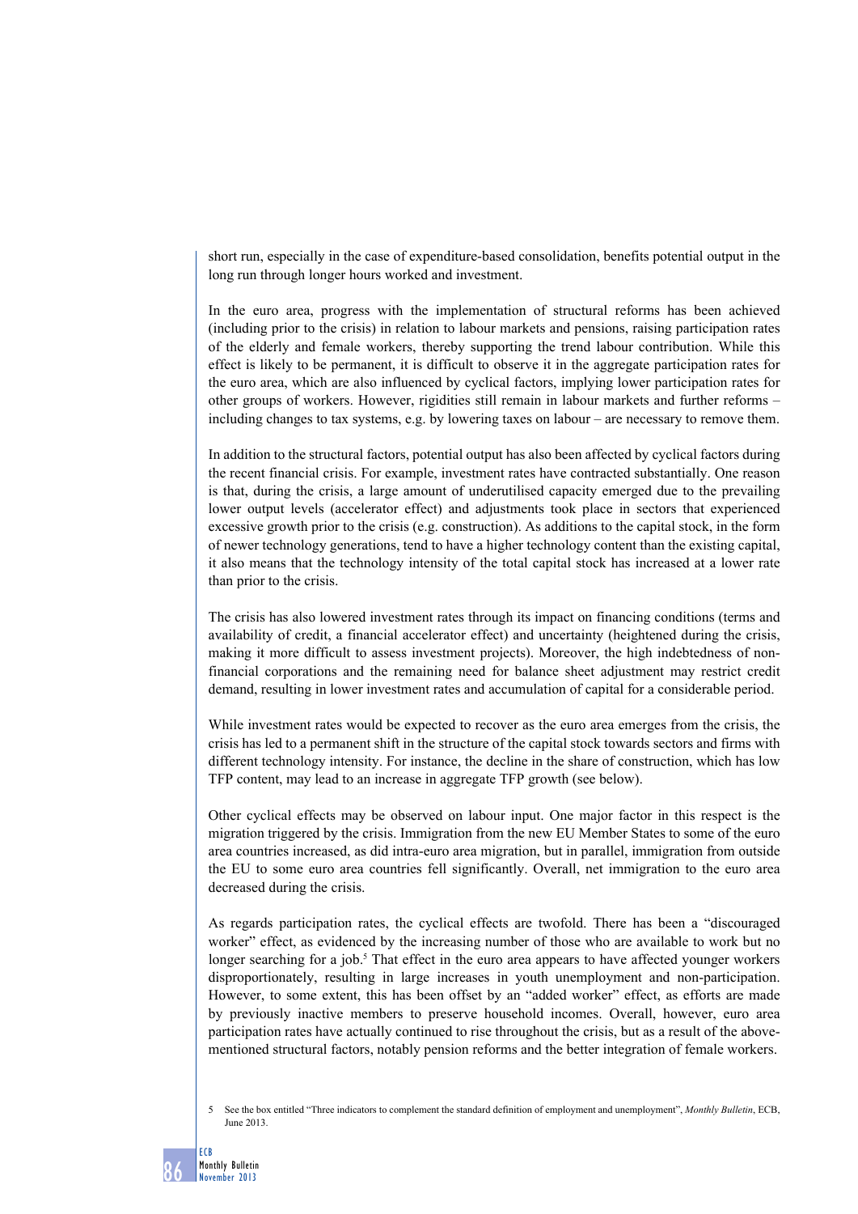short run, especially in the case of expenditure-based consolidation, benefits potential output in the long run through longer hours worked and investment.

In the euro area, progress with the implementation of structural reforms has been achieved (including prior to the crisis) in relation to labour markets and pensions, raising participation rates of the elderly and female workers, thereby supporting the trend labour contribution. While this effect is likely to be permanent, it is difficult to observe it in the aggregate participation rates for the euro area, which are also influenced by cyclical factors, implying lower participation rates for other groups of workers. However, rigidities still remain in labour markets and further reforms – including changes to tax systems, e.g. by lowering taxes on labour – are necessary to remove them.

In addition to the structural factors, potential output has also been affected by cyclical factors during the recent financial crisis. For example, investment rates have contracted substantially. One reason is that, during the crisis, a large amount of underutilised capacity emerged due to the prevailing lower output levels (accelerator effect) and adjustments took place in sectors that experienced excessive growth prior to the crisis (e.g. construction). As additions to the capital stock, in the form of newer technology generations, tend to have a higher technology content than the existing capital, it also means that the technology intensity of the total capital stock has increased at a lower rate than prior to the crisis.

The crisis has also lowered investment rates through its impact on financing conditions (terms and availability of credit, a financial accelerator effect) and uncertainty (heightened during the crisis, making it more difficult to assess investment projects). Moreover, the high indebtedness of non-financial corporations and the remaining need for balance sheet adjustment may restrict credit demand, resulting in lower investment rates and accumulation of capital for a considerable period.

While investment rates would be expected to recover as the euro area emerges from the crisis, the crisis has led to a permanent shift in the structure of the capital stock towards sectors and firms with different technology intensity. For instance, the decline in the share of construction, which has low TFP content, may lead to an increase in aggregate TFP growth (see below).

Other cyclical effects may be observed on labour input. One major factor in this respect is the migration triggered by the crisis. Immigration from the new EU Member States to some of the euro area countries increased, as did intra-euro area migration, but in parallel, immigration from outside the EU to some euro area countries fell significantly. Overall, net immigration to the euro area decreased during the crisis.

As regards participation rates, the cyclical effects are twofold. There has been a "discouraged worker" effect, as evidenced by the increasing number of those who are available to work but no longer searching for a job.[5] That effect in the euro area appears to have affected younger workers disproportionately, resulting in large increases in youth unemployment and non-participation. However, to some extent, this has been offset by an "added worker" effect, as efforts are made by previously inactive members to preserve household incomes. Overall, however, euro area participation rates have actually continued to rise throughout the crisis, but as a result of the above-mentioned structural factors, notably pension reforms and the better integration of female workers.

5 See the box entitled "Three indicators to complement the standard definition of employment and unemployment", *Monthly Bulletin*, ECB, June 2013.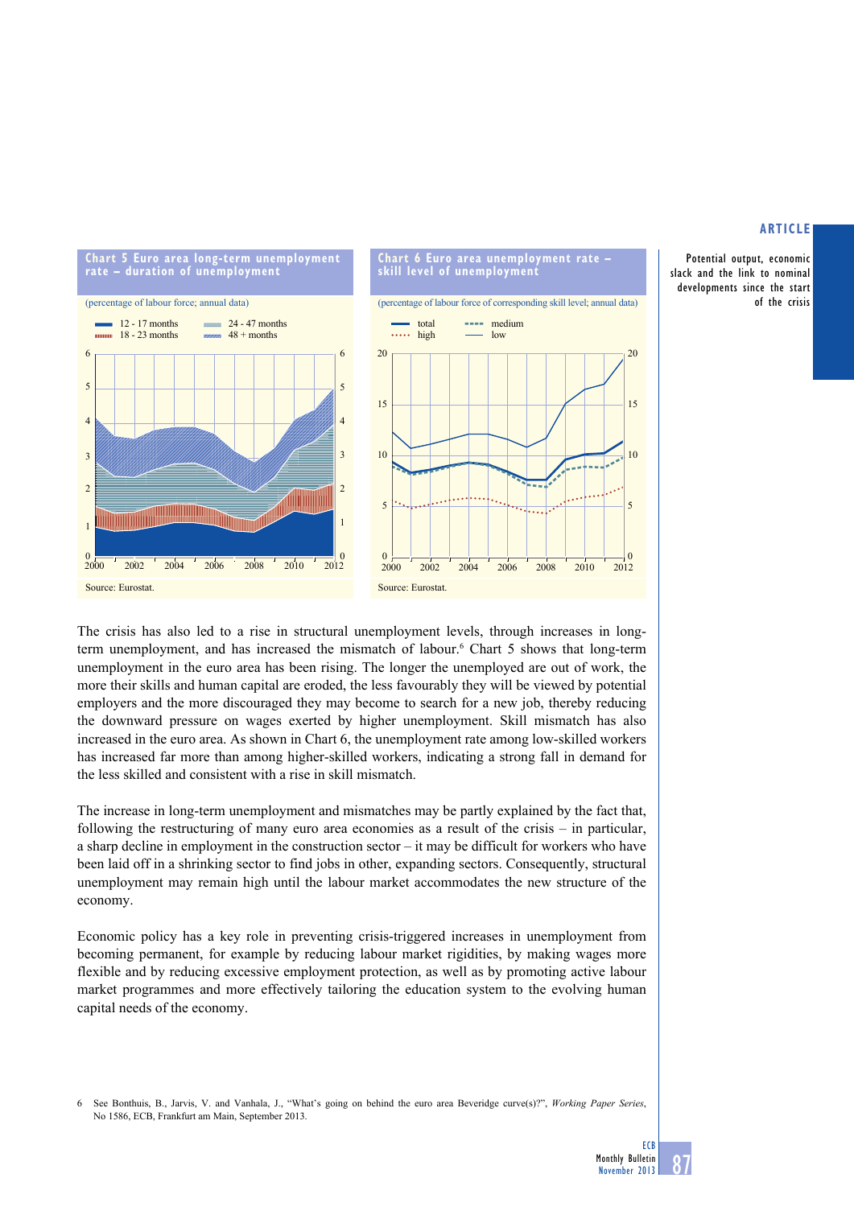**Chart 5 Euro area long-term unemployment rate – duration of unemployment**

(percentage of labour force; annual data)

Source: Eurostat.

**Chart 6 Euro area unemployment rate – skill level of unemployment**

(percentage of labour force of corresponding skill level; annual data)

Source: Eurostat.

The crisis has also led to a rise in structural unemployment levels, through increases in long-term unemployment, and has increased the mismatch of labour.[6] Chart 5 shows that long-term unemployment in the euro area has been rising. The longer the unemployed are out of work, the more their skills and human capital are eroded, the less favourably they will be viewed by potential employers and the more discouraged they may become to search for a new job, thereby reducing the downward pressure on wages exerted by higher unemployment. Skill mismatch has also increased in the euro area. As shown in Chart 6, the unemployment rate among low-skilled workers has increased far more than among higher-skilled workers, indicating a strong fall in demand for the less skilled and consistent with a rise in skill mismatch.

The increase in long-term unemployment and mismatches may be partly explained by the fact that, following the restructuring of many euro area economies as a result of the crisis – in particular, a sharp decline in employment in the construction sector – it may be difficult for workers who have been laid off in a shrinking sector to find jobs in other, expanding sectors. Consequently, structural unemployment may remain high until the labour market accommodates the new structure of the economy.

Economic policy has a key role in preventing crisis-triggered increases in unemployment from becoming permanent, for example by reducing labour market rigidities, by making wages more flexible and by reducing excessive employment protection, as well as by promoting active labour market programmes and more effectively tailoring the education system to the evolving human capital needs of the economy.

6 See Bonthuis, B., Jarvis, V. and Vanhala, J., "What's going on behind the euro area Beveridge curve(s)?", *Working Paper Series*, No 1586, ECB, Frankfurt am Main, September 2013.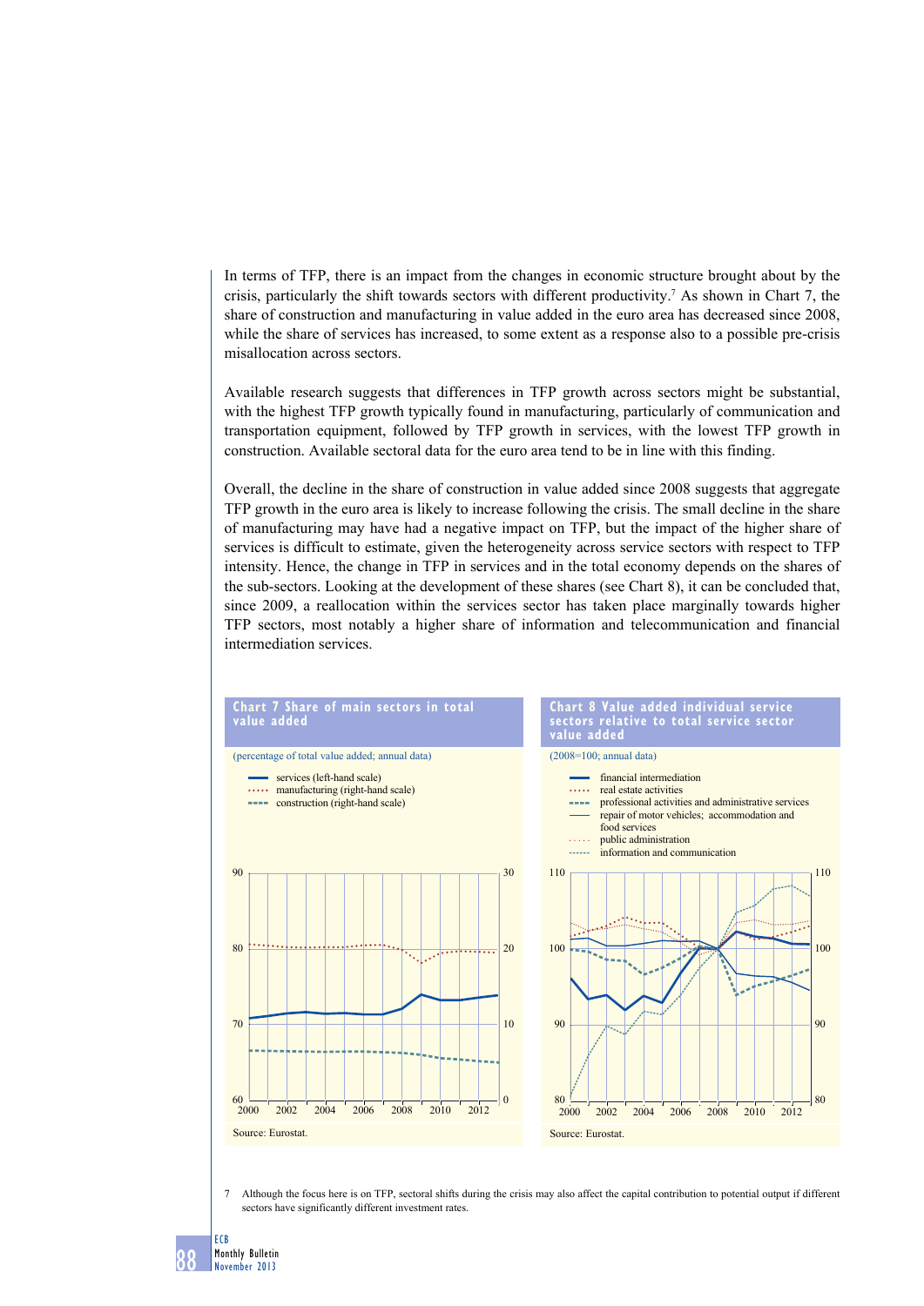In terms of TFP, there is an impact from the changes in economic structure brought about by the crisis, particularly the shift towards sectors with different productivity.[7] As shown in Chart 7, the share of construction and manufacturing in value added in the euro area has decreased since 2008, while the share of services has increased, to some extent as a response also to a possible pre-crisis misallocation across sectors.

Available research suggests that differences in TFP growth across sectors might be substantial, with the highest TFP growth typically found in manufacturing, particularly of communication and transportation equipment, followed by TFP growth in services, with the lowest TFP growth in construction. Available sectoral data for the euro area tend to be in line with this finding.

Overall, the decline in the share of construction in value added since 2008 suggests that aggregate TFP growth in the euro area is likely to increase following the crisis. The small decline in the share of manufacturing may have had a negative impact on TFP, but the impact of the higher share of services is difficult to estimate, given the heterogeneity across service sectors with respect to TFP intensity. Hence, the change in TFP in services and in the total economy depends on the shares of the sub-sectors. Looking at the development of these shares (see Chart 8), it can be concluded that, since 2009, a reallocation within the services sector has taken place marginally towards higher TFP sectors, most notably a higher share of information and telecommunication and financial intermediation services.

**Chart 7 Share of main sectors in total value added**

(percentage of total value added; annual data)

- services (left-hand scale)
- manufacturing (right-hand scale)
- construction (right-hand scale)

Source: Eurostat.

**Chart 8 Value added individual service sectors relative to total service sector value added**

(2008=100; annual data)

- financial intermediation
- real estate activities
- professional activities and administrative services
- repair of motor vehicles; accommodation and food services
- public administration
- information and communication

Source: Eurostat.

7 Although the focus here is on TFP, sectoral shifts during the crisis may also affect the capital contribution to potential output if different sectors have significantly different investment rates.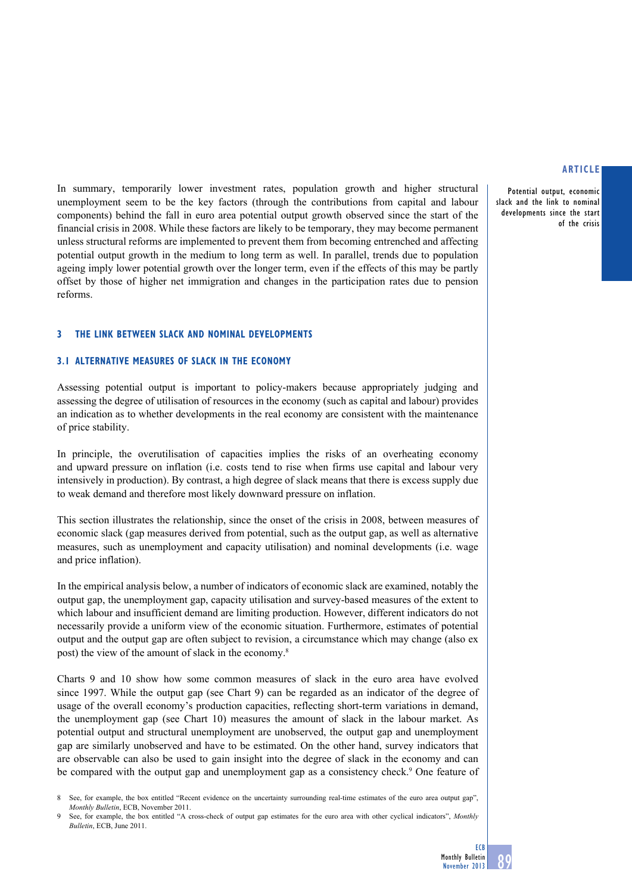In summary, temporarily lower investment rates, population growth and higher structural unemployment seem to be the key factors (through the contributions from capital and labour components) behind the fall in euro area potential output growth observed since the start of the financial crisis in 2008. While these factors are likely to be temporary, they may become permanent unless structural reforms are implemented to prevent them from becoming entrenched and affecting potential output growth in the medium to long term as well. In parallel, trends due to population ageing imply lower potential growth over the longer term, even if the effects of this may be partly offset by those of higher net immigration and changes in the participation rates due to pension reforms.

## 3 THE LINK BETWEEN SLACK AND NOMINAL DEVELOPMENTS

### 3.1 ALTERNATIVE MEASURES OF SLACK IN THE ECONOMY

Assessing potential output is important to policy-makers because appropriately judging and assessing the degree of utilisation of resources in the economy (such as capital and labour) provides an indication as to whether developments in the real economy are consistent with the maintenance of price stability.

In principle, the overutilisation of capacities implies the risks of an overheating economy and upward pressure on inflation (i.e. costs tend to rise when firms use capital and labour very intensively in production). By contrast, a high degree of slack means that there is excess supply due to weak demand and therefore most likely downward pressure on inflation.

This section illustrates the relationship, since the onset of the crisis in 2008, between measures of economic slack (gap measures derived from potential, such as the output gap, as well as alternative measures, such as unemployment and capacity utilisation) and nominal developments (i.e. wage and price inflation).

In the empirical analysis below, a number of indicators of economic slack are examined, notably the output gap, the unemployment gap, capacity utilisation and survey-based measures of the extent to which labour and insufficient demand are limiting production. However, different indicators do not necessarily provide a uniform view of the economic situation. Furthermore, estimates of potential output and the output gap are often subject to revision, a circumstance which may change (also ex post) the view of the amount of slack in the economy.[8]

Charts 9 and 10 show how some common measures of slack in the euro area have evolved since 1997. While the output gap (see Chart 9) can be regarded as an indicator of the degree of usage of the overall economy's production capacities, reflecting short-term variations in demand, the unemployment gap (see Chart 10) measures the amount of slack in the labour market. As potential output and structural unemployment are unobserved, the output gap and unemployment gap are similarly unobserved and have to be estimated. On the other hand, survey indicators that are observable can also be used to gain insight into the degree of slack in the economy and can be compared with the output gap and unemployment gap as a consistency check.[9] One feature of

8 See, for example, the box entitled "Recent evidence on the uncertainty surrounding real-time estimates of the euro area output gap", *Monthly Bulletin*, ECB, November 2011.

9 See, for example, the box entitled "A cross-check of output gap estimates for the euro area with other cyclical indicators", *Monthly Bulletin*, ECB, June 2011.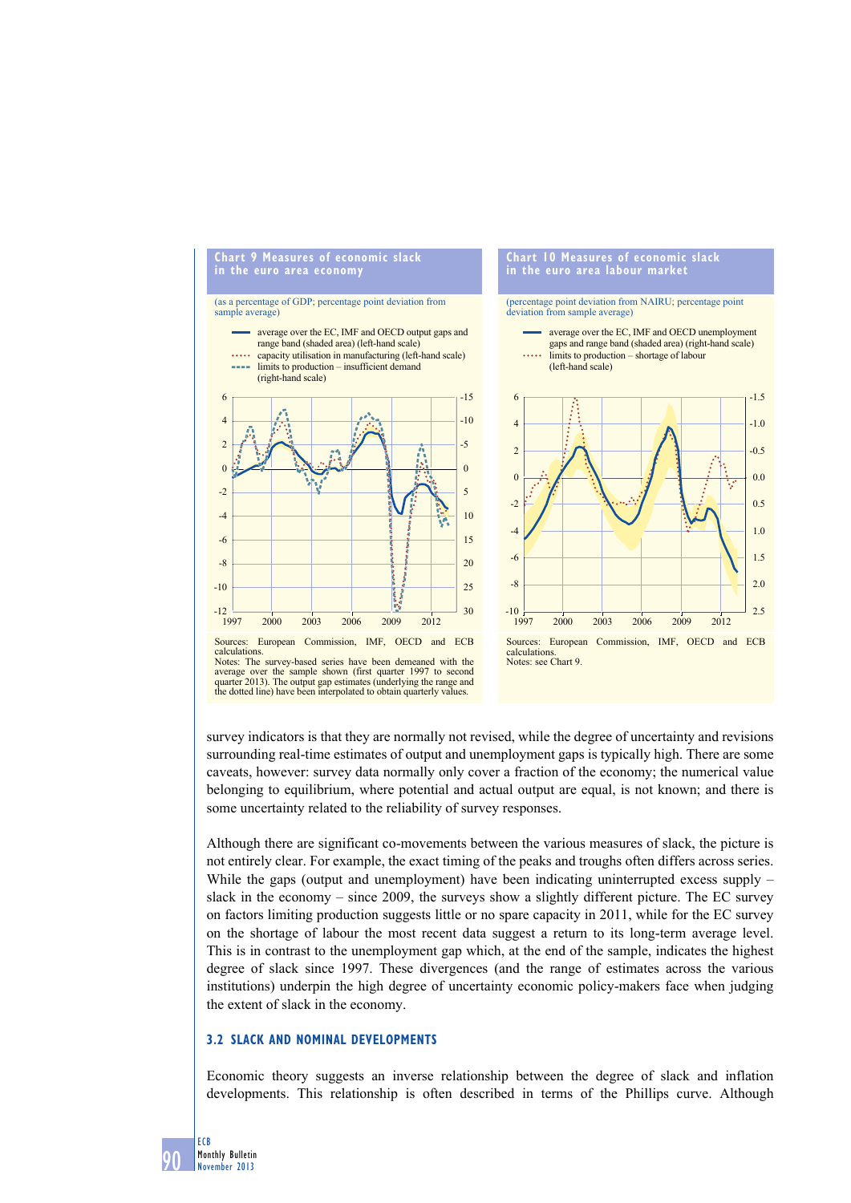**Chart 9 Measures of economic slack in the euro area economy**

(as a percentage of GDP; percentage point deviation from sample average)

- average over the EC, IMF and OECD output gaps and range band (shaded area) (left-hand scale)
- capacity utilisation in manufacturing (left-hand scale)
- limits to production – insufficient demand (right-hand scale)

Sources: European Commission, IMF, OECD and ECB calculations.
Notes: The survey-based series have been demeaned with the average over the sample shown (first quarter 1997 to second quarter 2013). The output gap estimates (underlying the range and the dotted line) have been interpolated to obtain quarterly values.

**Chart 10 Measures of economic slack in the euro area labour market**

(percentage point deviation from NAIRU; percentage point deviation from sample average)

- average over the EC, IMF and OECD unemployment gaps and range band (shaded area) (right-hand scale)
- limits to production – shortage of labour (left-hand scale)

Sources: European Commission, IMF, OECD and ECB calculations.
Notes: see Chart 9.

survey indicators is that they are normally not revised, while the degree of uncertainty and revisions surrounding real-time estimates of output and unemployment gaps is typically high. There are some caveats, however: survey data normally only cover a fraction of the economy; the numerical value belonging to equilibrium, where potential and actual output are equal, is not known; and there is some uncertainty related to the reliability of survey responses.

Although there are significant co-movements between the various measures of slack, the picture is not entirely clear. For example, the exact timing of the peaks and troughs often differs across series. While the gaps (output and unemployment) have been indicating uninterrupted excess supply – slack in the economy – since 2009, the surveys show a slightly different picture. The EC survey on factors limiting production suggests little or no spare capacity in 2011, while for the EC survey on the shortage of labour the most recent data suggest a return to its long-term average level. This is in contrast to the unemployment gap which, at the end of the sample, indicates the highest degree of slack since 1997. These divergences (and the range of estimates across the various institutions) underpin the high degree of uncertainty economic policy-makers face when judging the extent of slack in the economy.

### 3.2 SLACK AND NOMINAL DEVELOPMENTS

Economic theory suggests an inverse relationship between the degree of slack and inflation developments. This relationship is often described in terms of the Phillips curve. Although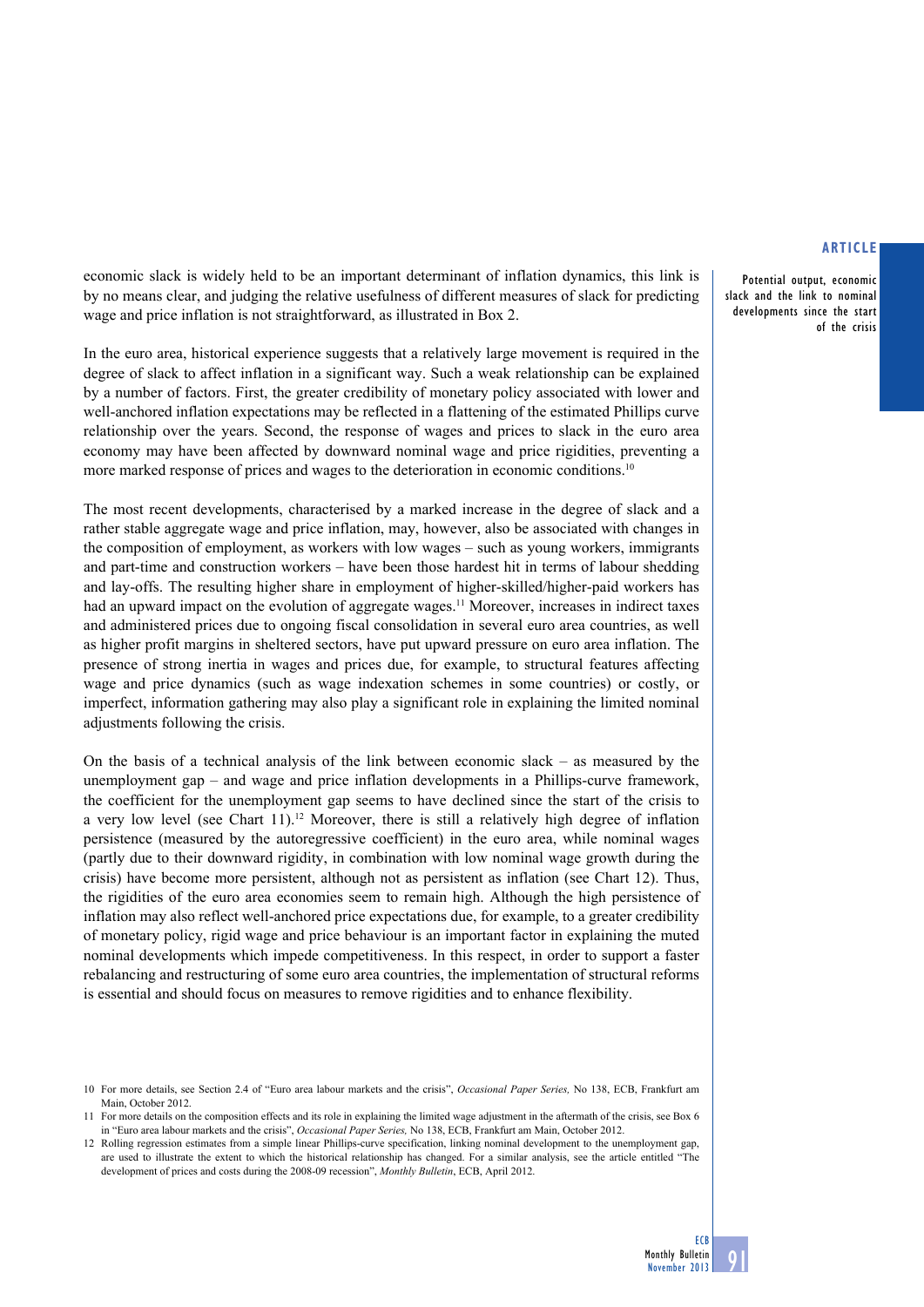economic slack is widely held to be an important determinant of inflation dynamics, this link is by no means clear, and judging the relative usefulness of different measures of slack for predicting wage and price inflation is not straightforward, as illustrated in Box 2.

In the euro area, historical experience suggests that a relatively large movement is required in the degree of slack to affect inflation in a significant way. Such a weak relationship can be explained by a number of factors. First, the greater credibility of monetary policy associated with lower and well-anchored inflation expectations may be reflected in a flattening of the estimated Phillips curve relationship over the years. Second, the response of wages and prices to slack in the euro area economy may have been affected by downward nominal wage and price rigidities, preventing a more marked response of prices and wages to the deterioration in economic conditions.[10]

The most recent developments, characterised by a marked increase in the degree of slack and a rather stable aggregate wage and price inflation, may, however, also be associated with changes in the composition of employment, as workers with low wages – such as young workers, immigrants and part-time and construction workers – have been those hardest hit in terms of labour shedding and lay-offs. The resulting higher share in employment of higher-skilled/higher-paid workers has had an upward impact on the evolution of aggregate wages.[11] Moreover, increases in indirect taxes and administered prices due to ongoing fiscal consolidation in several euro area countries, as well as higher profit margins in sheltered sectors, have put upward pressure on euro area inflation. The presence of strong inertia in wages and prices due, for example, to structural features affecting wage and price dynamics (such as wage indexation schemes in some countries) or costly, or imperfect, information gathering may also play a significant role in explaining the limited nominal adjustments following the crisis.

On the basis of a technical analysis of the link between economic slack – as measured by the unemployment gap – and wage and price inflation developments in a Phillips-curve framework, the coefficient for the unemployment gap seems to have declined since the start of the crisis to a very low level (see Chart 11).[12] Moreover, there is still a relatively high degree of inflation persistence (measured by the autoregressive coefficient) in the euro area, while nominal wages (partly due to their downward rigidity, in combination with low nominal wage growth during the crisis) have become more persistent, although not as persistent as inflation (see Chart 12). Thus, the rigidities of the euro area economies seem to remain high. Although the high persistence of inflation may also reflect well-anchored price expectations due, for example, to a greater credibility of monetary policy, rigid wage and price behaviour is an important factor in explaining the muted nominal developments which impede competitiveness. In this respect, in order to support a faster rebalancing and restructuring of some euro area countries, the implementation of structural reforms is essential and should focus on measures to remove rigidities and to enhance flexibility.

10 For more details, see Section 2.4 of "Euro area labour markets and the crisis", *Occasional Paper Series,* No 138, ECB, Frankfurt am Main, October 2012.

11 For more details on the composition effects and its role in explaining the limited wage adjustment in the aftermath of the crisis, see Box 6 in "Euro area labour markets and the crisis", *Occasional Paper Series,* No 138, ECB, Frankfurt am Main, October 2012.

12 Rolling regression estimates from a simple linear Phillips-curve specification, linking nominal development to the unemployment gap, are used to illustrate the extent to which the historical relationship has changed. For a similar analysis, see the article entitled "The development of prices and costs during the 2008-09 recession", *Monthly Bulletin*, ECB, April 2012.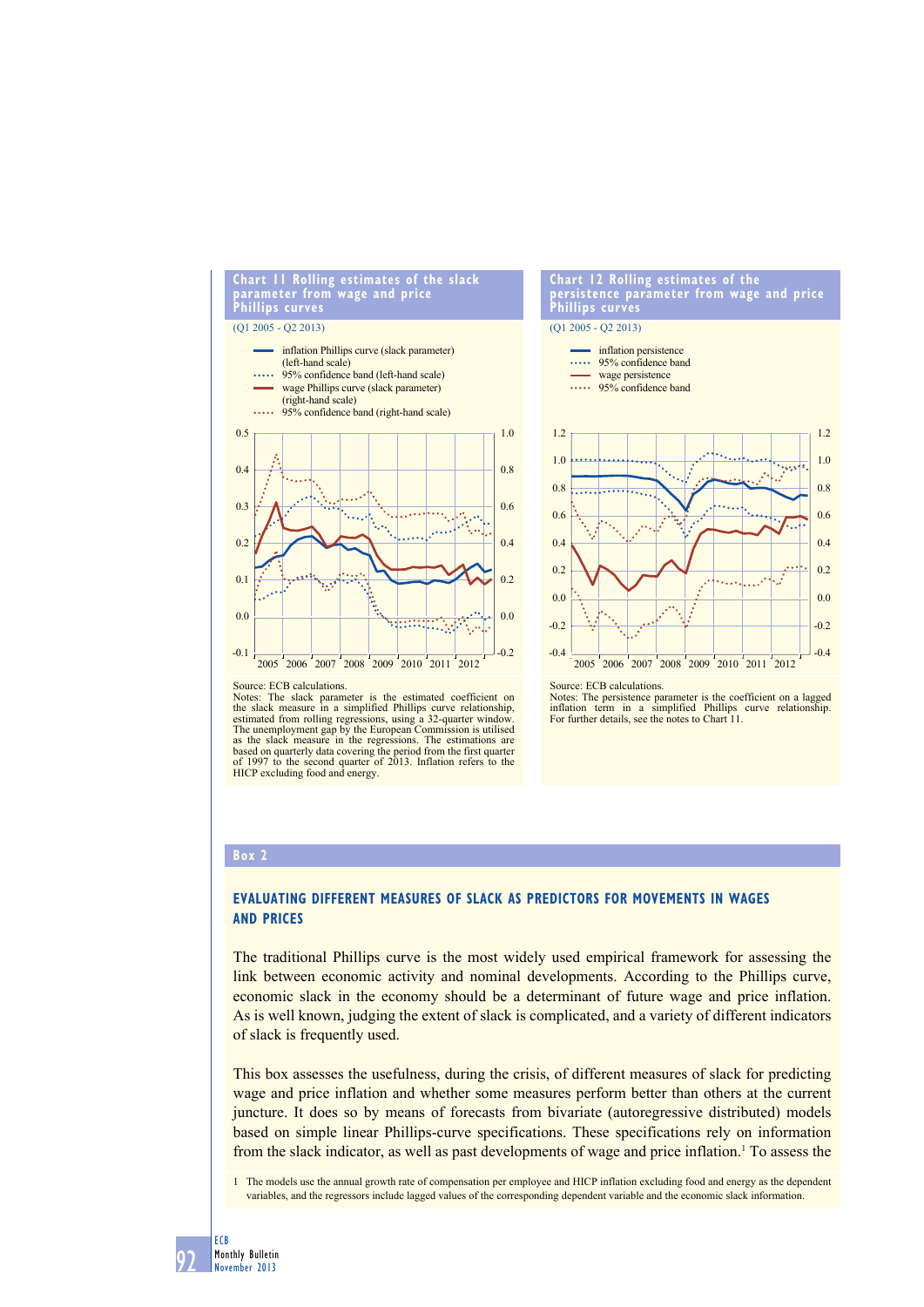**Chart 11 Rolling estimates of the slack parameter from wage and price Phillips curves**

(Q1 2005 - Q2 2013)

- inflation Phillips curve (slack parameter) (left-hand scale)
- 95% confidence band (left-hand scale)
- wage Phillips curve (slack parameter) (right-hand scale)
- 95% confidence band (right-hand scale)

Source: ECB calculations.
Notes: The slack parameter is the estimated coefficient on the slack measure in a simplified Phillips curve relationship, estimated from rolling regressions, using a 32-quarter window. The unemployment gap by the European Commission is utilised as the slack measure in the regressions. The estimations are based on quarterly data covering the period from the first quarter of 1997 to the second quarter of 2013. Inflation refers to the HICP excluding food and energy.

**Chart 12 Rolling estimates of the persistence parameter from wage and price Phillips curves**

(Q1 2005 - Q2 2013)

- inflation persistence
- 95% confidence band
- wage persistence
- 95% confidence band

Source: ECB calculations.
Notes: The persistence parameter is the coefficient on a lagged inflation term in a simplified Phillips curve relationship. For further details, see the notes to Chart 11.

## Box 2

### EVALUATING DIFFERENT MEASURES OF SLACK AS PREDICTORS FOR MOVEMENTS IN WAGES AND PRICES

The traditional Phillips curve is the most widely used empirical framework for assessing the link between economic activity and nominal developments. According to the Phillips curve, economic slack in the economy should be a determinant of future wage and price inflation. As is well known, judging the extent of slack is complicated, and a variety of different indicators of slack is frequently used.

This box assesses the usefulness, during the crisis, of different measures of slack for predicting wage and price inflation and whether some measures perform better than others at the current juncture. It does so by means of forecasts from bivariate (autoregressive distributed) models based on simple linear Phillips-curve specifications. These specifications rely on information from the slack indicator, as well as past developments of wage and price inflation.[1] To assess the

1 The models use the annual growth rate of compensation per employee and HICP inflation excluding food and energy as the dependent variables, and the regressors include lagged values of the corresponding dependent variable and the economic slack information.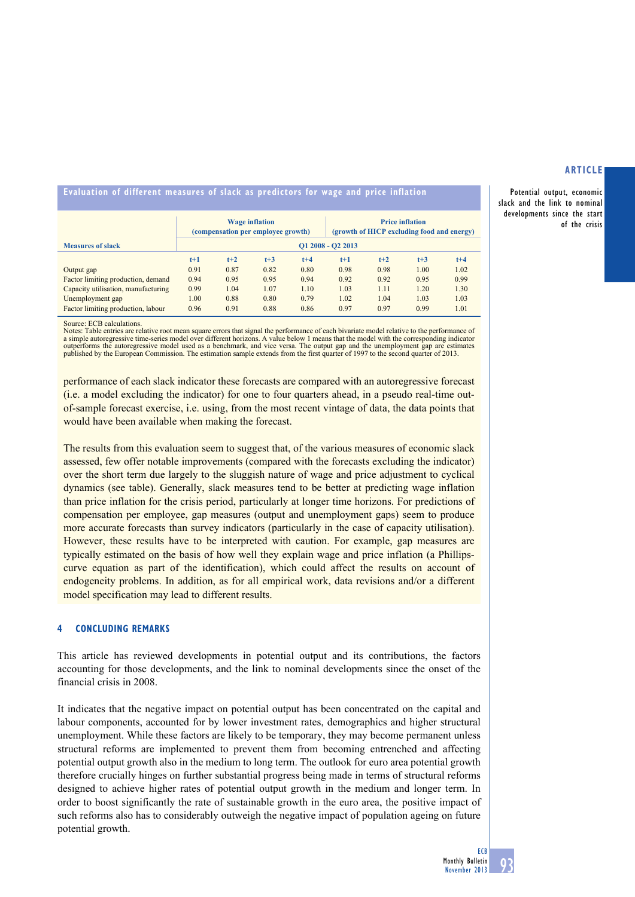**Evaluation of different measures of slack as predictors for wage and price inflation**

| Measures of slack | Wage inflation (compensation per employee growth) | | | | Price inflation (growth of HICP excluding food and energy) | | | |
|---|---|---|---|---|---|---|---|---|
| | Q1 2008 - Q2 2013 | | | | | | | |
| | t+1 | t+2 | t+3 | t+4 | t+1 | t+2 | t+3 | t+4 |
| Output gap | 0.91 | 0.87 | 0.82 | 0.80 | 0.98 | 0.98 | 1.00 | 1.02 |
| Factor limiting production, demand | 0.94 | 0.95 | 0.95 | 0.94 | 0.92 | 0.92 | 0.95 | 0.99 |
| Capacity utilisation, manufacturing | 0.99 | 1.04 | 1.07 | 1.10 | 1.03 | 1.11 | 1.20 | 1.30 |
| Unemployment gap | 1.00 | 0.88 | 0.80 | 0.79 | 1.02 | 1.04 | 1.03 | 1.03 |
| Factor limiting production, labour | 0.96 | 0.91 | 0.88 | 0.86 | 0.97 | 0.97 | 0.99 | 1.01 |

Source: ECB calculations.
Notes: Table entries are relative root mean square errors that signal the performance of each bivariate model relative to the performance of a simple autoregressive time-series model over different horizons. A value below 1 means that the model with the corresponding indicator outperforms the autoregressive model used as a benchmark, and vice versa. The output gap and the unemployment gap are estimates published by the European Commission. The estimation sample extends from the first quarter of 1997 to the second quarter of 2013.

performance of each slack indicator these forecasts are compared with an autoregressive forecast (i.e. a model excluding the indicator) for one to four quarters ahead, in a pseudo real-time out-of-sample forecast exercise, i.e. using, from the most recent vintage of data, the data points that would have been available when making the forecast.

The results from this evaluation seem to suggest that, of the various measures of economic slack assessed, few offer notable improvements (compared with the forecasts excluding the indicator) over the short term due largely to the sluggish nature of wage and price adjustment to cyclical dynamics (see table). Generally, slack measures tend to be better at predicting wage inflation than price inflation for the crisis period, particularly at longer time horizons. For predictions of compensation per employee, gap measures (output and unemployment gaps) seem to produce more accurate forecasts than survey indicators (particularly in the case of capacity utilisation). However, these results have to be interpreted with caution. For example, gap measures are typically estimated on the basis of how well they explain wage and price inflation (a Phillips-curve equation as part of the identification), which could affect the results on account of endogeneity problems. In addition, as for all empirical work, data revisions and/or a different model specification may lead to different results.

## 4 CONCLUDING REMARKS

This article has reviewed developments in potential output and its contributions, the factors accounting for those developments, and the link to nominal developments since the onset of the financial crisis in 2008.

It indicates that the negative impact on potential output has been concentrated on the capital and labour components, accounted for by lower investment rates, demographics and higher structural unemployment. While these factors are likely to be temporary, they may become permanent unless structural reforms are implemented to prevent them from becoming entrenched and affecting potential output growth also in the medium to long term. The outlook for euro area potential growth therefore crucially hinges on further substantial progress being made in terms of structural reforms designed to achieve higher rates of potential output growth in the medium and longer term. In order to boost significantly the rate of sustainable growth in the euro area, the positive impact of such reforms also has to considerably outweigh the negative impact of population ageing on future potential growth.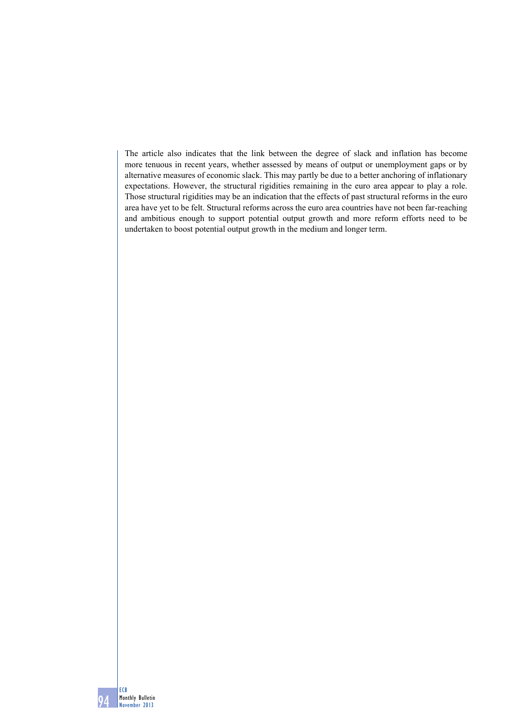The article also indicates that the link between the degree of slack and inflation has become more tenuous in recent years, whether assessed by means of output or unemployment gaps or by alternative measures of economic slack. This may partly be due to a better anchoring of inflationary expectations. However, the structural rigidities remaining in the euro area appear to play a role. Those structural rigidities may be an indication that the effects of past structural reforms in the euro area have yet to be felt. Structural reforms across the euro area countries have not been far-reaching and ambitious enough to support potential output growth and more reform efforts need to be undertaken to boost potential output growth in the medium and longer term.